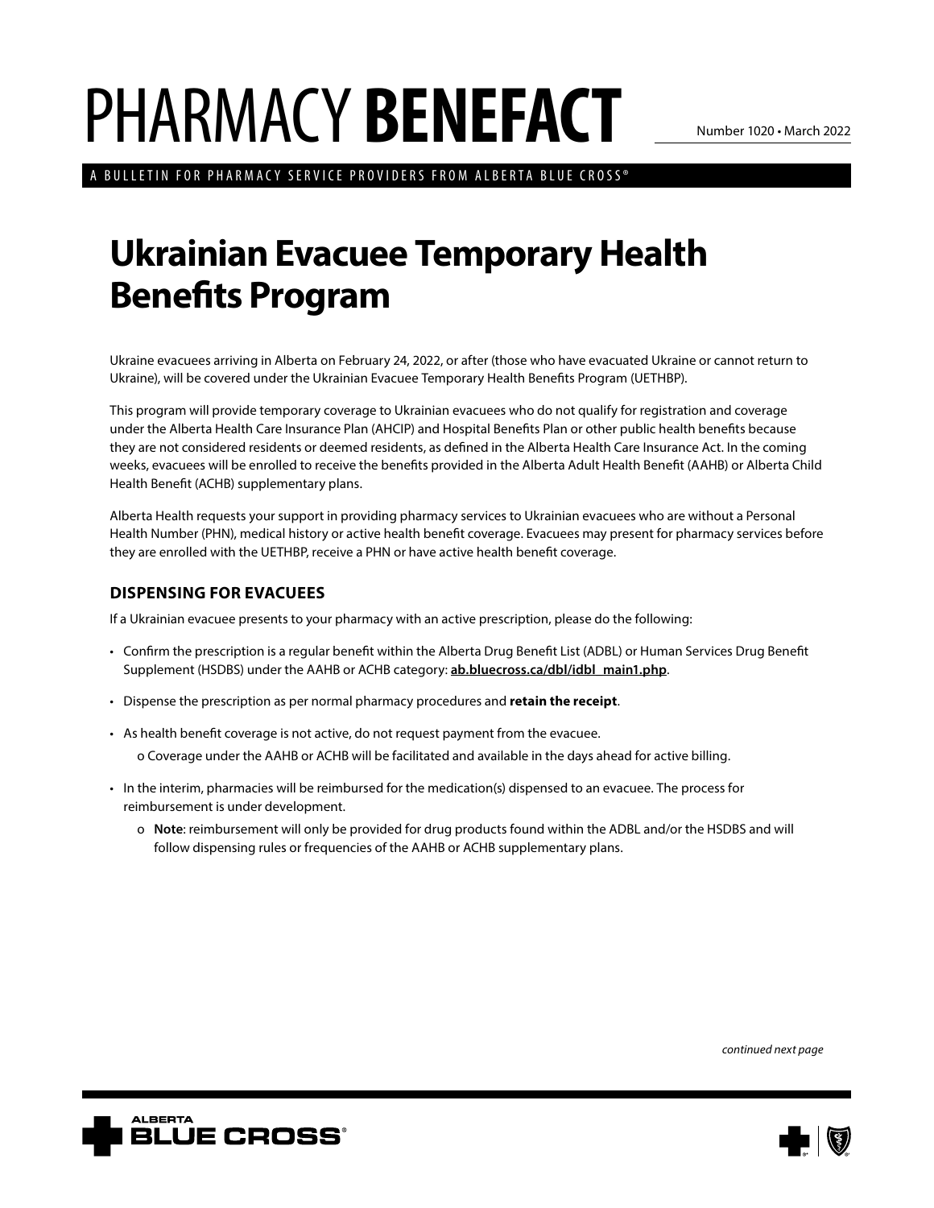# PHARMACY **BENEFACT**

Number 1020 • March 2022

A BULLETIN FOR PHARMACY SERVICE PROVIDERS FROM ALBERTA BLUE CROSS®

## Ukrainian Evacuee Temporary Health Benefits Program

Ukraine evacuees arriving in Alberta on February 24, 2022, or after (those who have evacuated Ukraine or cannot return to Ukraine), will be covered under the Ukrainian Evacuee Temporary Health Benefits Program (UETHBP).

This program will provide temporary coverage to Ukrainian evacuees who do not qualify for registration and coverage under the Alberta Health Care Insurance Plan (AHCIP) and Hospital Benefits Plan or other public health benefits because they are not considered residents or deemed residents, as defined in the Alberta Health Care Insurance Act. In the coming weeks, evacuees will be enrolled to receive the benefits provided in the Alberta Adult Health Benefit (AAHB) or Alberta Child Health Benefit (ACHB) supplementary plans.

Alberta Health requests your support in providing pharmacy services to Ukrainian evacuees who are without a Personal Health Number (PHN), medical history or active health benefit coverage. Evacuees may present for pharmacy services before they are enrolled with the UETHBP, receive a PHN or have active health benefit coverage.

### DISPENSING FOR EVACUEES

If a Ukrainian evacuee presents to your pharmacy with an active prescription, please do the following:

- Confirm the prescription is a regular benefit within the Alberta Drug Benefit List (ADBL) or Human Services Drug Benefit Supplement (HSDBS) under the AAHB or ACHB category: **ab.bluecross.ca/dbl/idbl_main1.php**.
- Dispense the prescription as per normal pharmacy procedures and **retain the receipt**.
- As health benefit coverage is not active, do not request payment from the evacuee.
  - Coverage under the AAHB or ACHB will be facilitated and available in the days ahead for active billing.
- In the interim, pharmacies will be reimbursed for the medication(s) dispensed to an evacuee. The process for reimbursement is under development.
  - **Note**: reimbursement will only be provided for drug products found within the ADBL and/or the HSDBS and will follow dispensing rules or frequencies of the AAHB or ACHB supplementary plans.

*continued next page*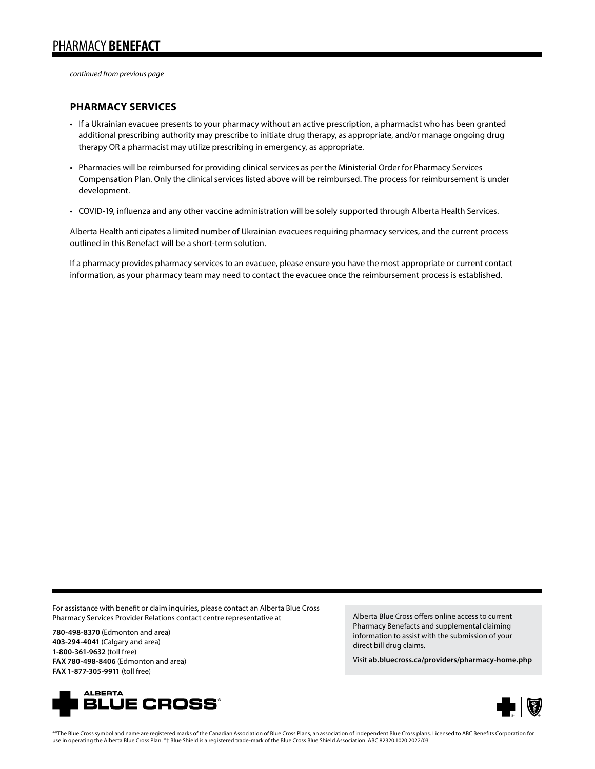*continued from previous page*

### PHARMACY SERVICES

- If a Ukrainian evacuee presents to your pharmacy without an active prescription, a pharmacist who has been granted additional prescribing authority may prescribe to initiate drug therapy, as appropriate, and/or manage ongoing drug therapy OR a pharmacist may utilize prescribing in emergency, as appropriate.
- Pharmacies will be reimbursed for providing clinical services as per the Ministerial Order for Pharmacy Services Compensation Plan. Only the clinical services listed above will be reimbursed. The process for reimbursement is under development.
- COVID-19, influenza and any other vaccine administration will be solely supported through Alberta Health Services.

Alberta Health anticipates a limited number of Ukrainian evacuees requiring pharmacy services, and the current process outlined in this Benefact will be a short-term solution.

If a pharmacy provides pharmacy services to an evacuee, please ensure you have the most appropriate or current contact information, as your pharmacy team may need to contact the evacuee once the reimbursement process is established.

For assistance with benefit or claim inquiries, please contact an Alberta Blue Cross Pharmacy Services Provider Relations contact centre representative at

**780-498-8370** (Edmonton and area)
**403-294-4041** (Calgary and area)
**1-800-361-9632** (toll free)
**FAX 780-498-8406** (Edmonton and area)
**FAX 1-877-305-9911** (toll free)

Alberta Blue Cross offers online access to current Pharmacy Benefacts and supplemental claiming information to assist with the submission of your direct bill drug claims.

Visit **ab.bluecross.ca/providers/pharmacy-home.php**

®*The Blue Cross symbol and name are registered marks of the Canadian Association of Blue Cross Plans, an association of independent Blue Cross plans. Licensed to ABC Benefits Corporation for use in operating the Alberta Blue Cross Plan. ®† Blue Shield is a registered trade-mark of the Blue Cross Blue Shield Association. ABC 82320.1020 2022/03